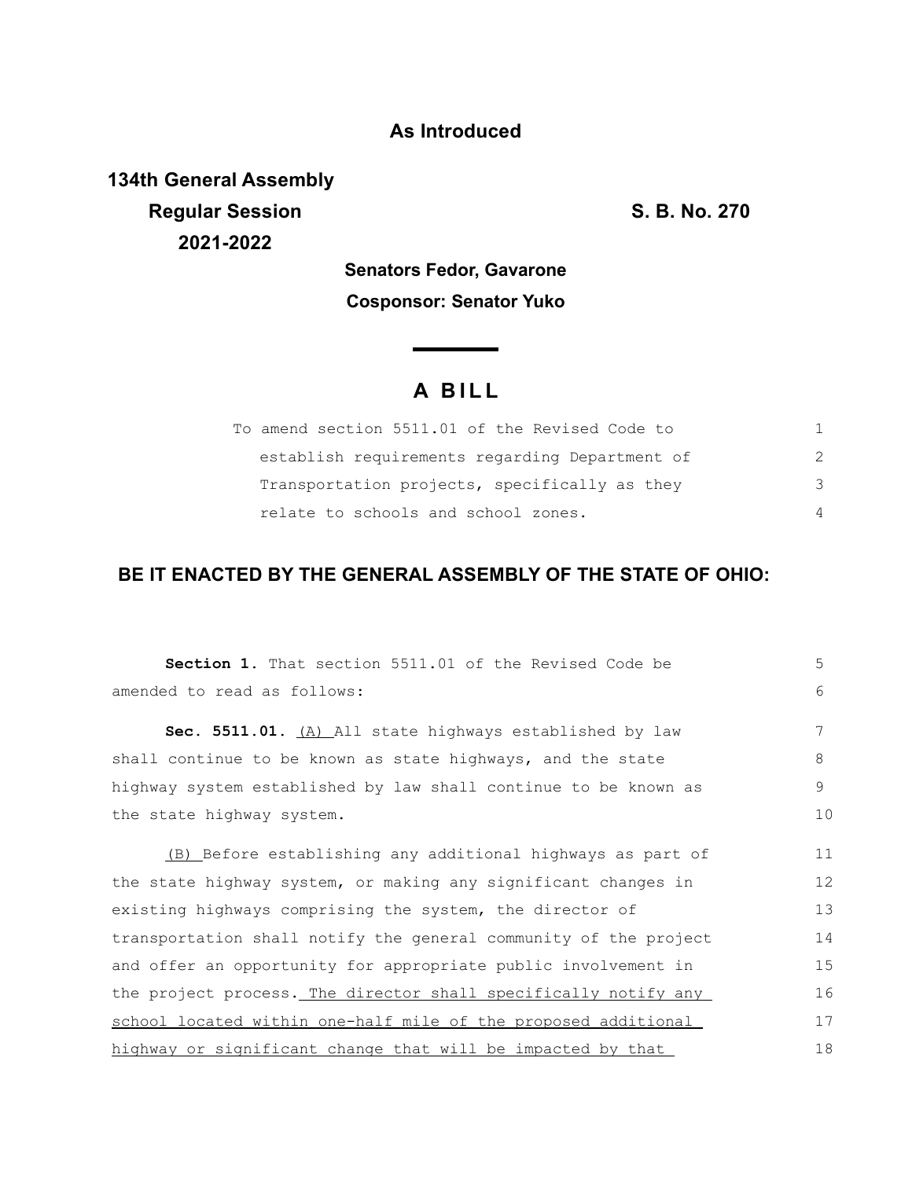**As Introduced**

**134th General Assembly**
**Regular Session**
**2021-2022**

**S. B. No. 270**

**Senators Fedor, Gavarone**

**Cosponsor: Senator Yuko**

# A BILL

To amend section 5511.01 of the Revised Code to establish requirements regarding Department of Transportation projects, specifically as they relate to schools and school zones.

**BE IT ENACTED BY THE GENERAL ASSEMBLY OF THE STATE OF OHIO:**

**Section 1.** That section 5511.01 of the Revised Code be amended to read as follows:

**Sec. 5511.01.** <u>(A)</u> All state highways established by law shall continue to be known as state highways, and the state highway system established by law shall continue to be known as the state highway system.

<u>(B)</u> Before establishing any additional highways as part of the state highway system, or making any significant changes in existing highways comprising the system, the director of transportation shall notify the general community of the project and offer an opportunity for appropriate public involvement in the project process. <u>The director shall specifically notify any school located within one-half mile of the proposed additional highway or significant change that will be impacted by that</u>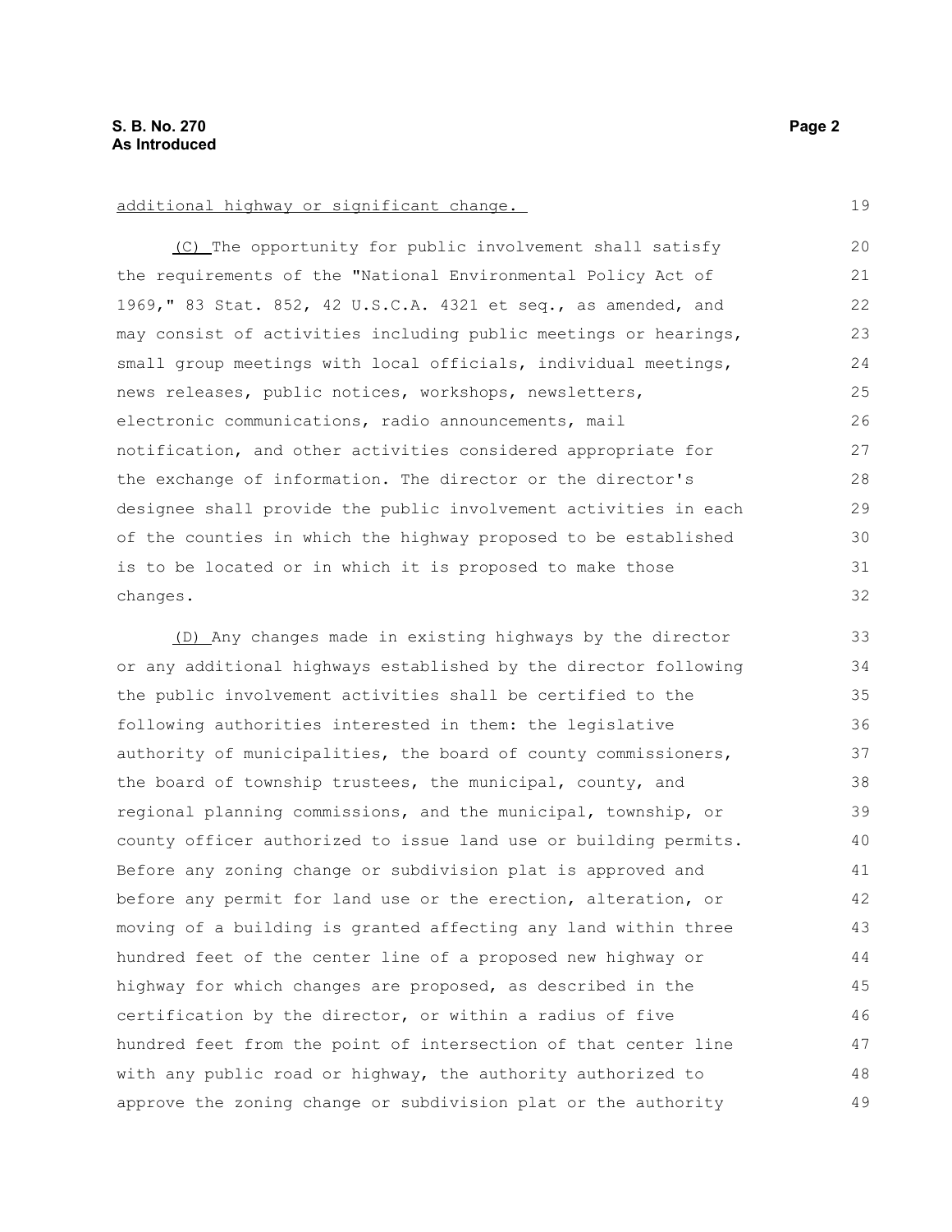additional highway or significant change.

(C) The opportunity for public involvement shall satisfy the requirements of the "National Environmental Policy Act of 1969," 83 Stat. 852, 42 U.S.C.A. 4321 et seq., as amended, and may consist of activities including public meetings or hearings, small group meetings with local officials, individual meetings, news releases, public notices, workshops, newsletters, electronic communications, radio announcements, mail notification, and other activities considered appropriate for the exchange of information. The director or the director's designee shall provide the public involvement activities in each of the counties in which the highway proposed to be established is to be located or in which it is proposed to make those changes.

(D) Any changes made in existing highways by the director or any additional highways established by the director following the public involvement activities shall be certified to the following authorities interested in them: the legislative authority of municipalities, the board of county commissioners, the board of township trustees, the municipal, county, and regional planning commissions, and the municipal, township, or county officer authorized to issue land use or building permits. Before any zoning change or subdivision plat is approved and before any permit for land use or the erection, alteration, or moving of a building is granted affecting any land within three hundred feet of the center line of a proposed new highway or highway for which changes are proposed, as described in the certification by the director, or within a radius of five hundred feet from the point of intersection of that center line with any public road or highway, the authority authorized to approve the zoning change or subdivision plat or the authority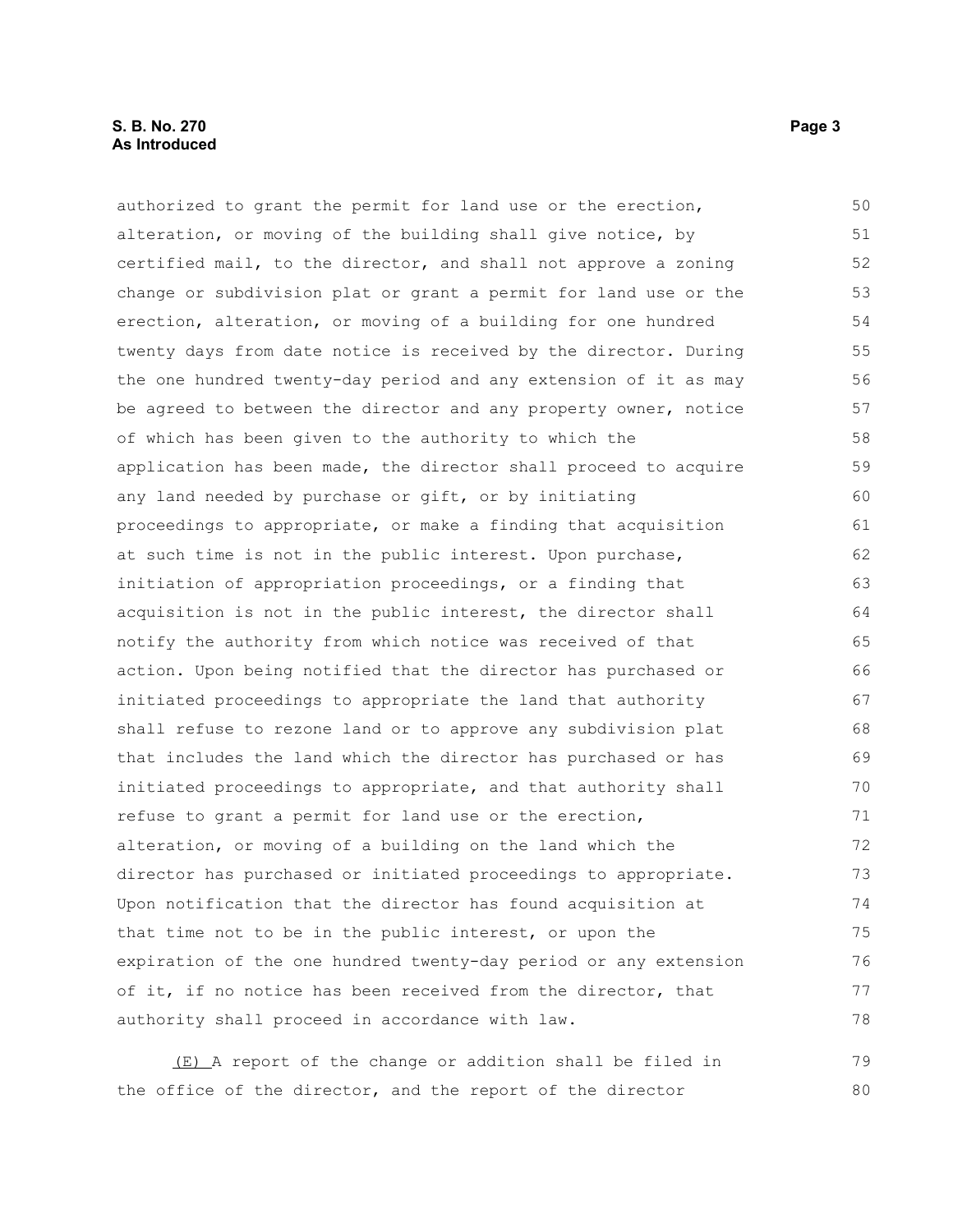authorized to grant the permit for land use or the erection, alteration, or moving of the building shall give notice, by certified mail, to the director, and shall not approve a zoning change or subdivision plat or grant a permit for land use or the erection, alteration, or moving of a building for one hundred twenty days from date notice is received by the director. During the one hundred twenty-day period and any extension of it as may be agreed to between the director and any property owner, notice of which has been given to the authority to which the application has been made, the director shall proceed to acquire any land needed by purchase or gift, or by initiating proceedings to appropriate, or make a finding that acquisition at such time is not in the public interest. Upon purchase, initiation of appropriation proceedings, or a finding that acquisition is not in the public interest, the director shall notify the authority from which notice was received of that action. Upon being notified that the director has purchased or initiated proceedings to appropriate the land that authority shall refuse to rezone land or to approve any subdivision plat that includes the land which the director has purchased or has initiated proceedings to appropriate, and that authority shall refuse to grant a permit for land use or the erection, alteration, or moving of a building on the land which the director has purchased or initiated proceedings to appropriate. Upon notification that the director has found acquisition at that time not to be in the public interest, or upon the expiration of the one hundred twenty-day period or any extension of it, if no notice has been received from the director, that authority shall proceed in accordance with law.

(E) A report of the change or addition shall be filed in the office of the director, and the report of the director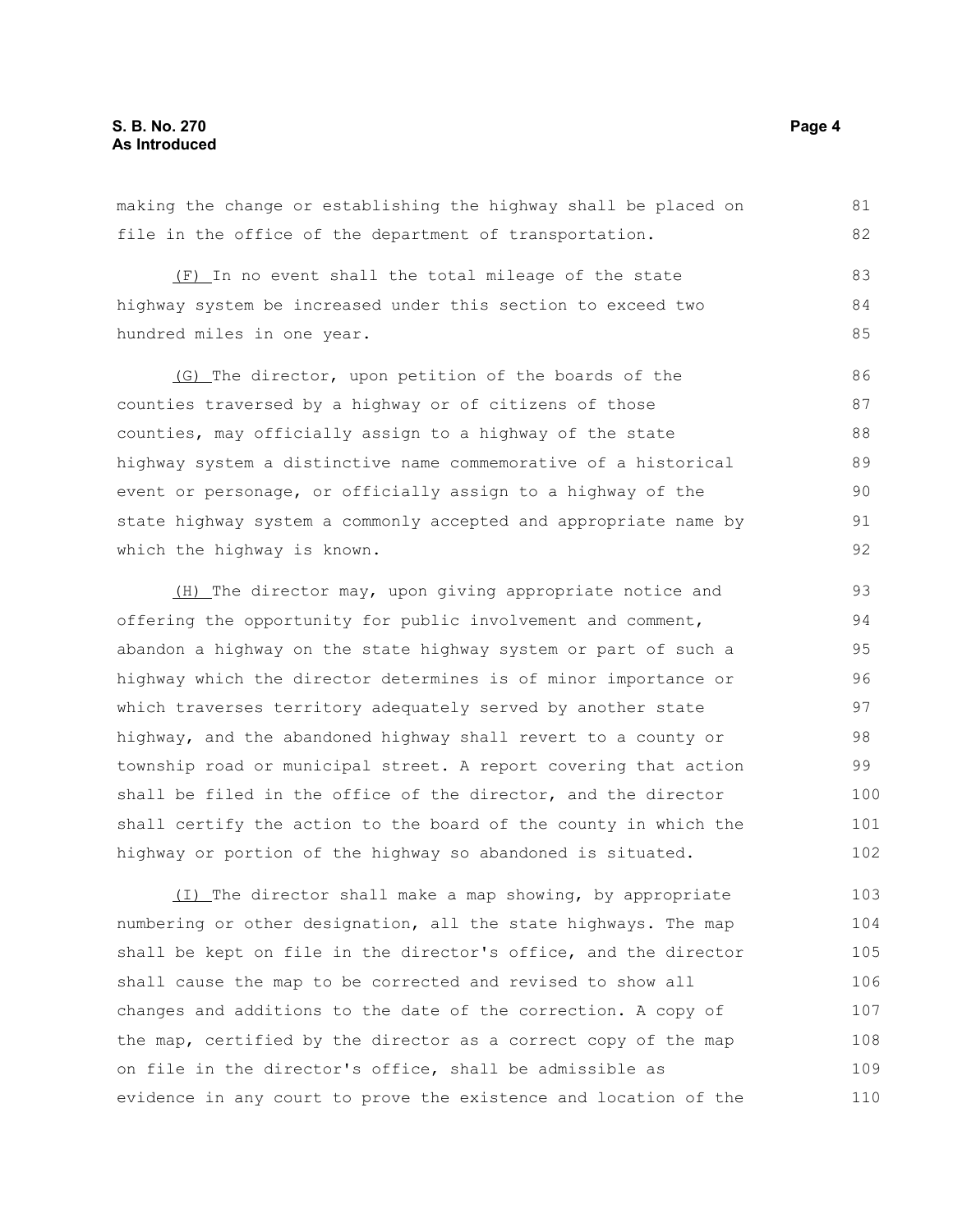making the change or establishing the highway shall be placed on file in the office of the department of transportation.

(F) In no event shall the total mileage of the state highway system be increased under this section to exceed two hundred miles in one year.

(G) The director, upon petition of the boards of the counties traversed by a highway or of citizens of those counties, may officially assign to a highway of the state highway system a distinctive name commemorative of a historical event or personage, or officially assign to a highway of the state highway system a commonly accepted and appropriate name by which the highway is known.

(H) The director may, upon giving appropriate notice and offering the opportunity for public involvement and comment, abandon a highway on the state highway system or part of such a highway which the director determines is of minor importance or which traverses territory adequately served by another state highway, and the abandoned highway shall revert to a county or township road or municipal street. A report covering that action shall be filed in the office of the director, and the director shall certify the action to the board of the county in which the highway or portion of the highway so abandoned is situated.

(I) The director shall make a map showing, by appropriate numbering or other designation, all the state highways. The map shall be kept on file in the director's office, and the director shall cause the map to be corrected and revised to show all changes and additions to the date of the correction. A copy of the map, certified by the director as a correct copy of the map on file in the director's office, shall be admissible as evidence in any court to prove the existence and location of the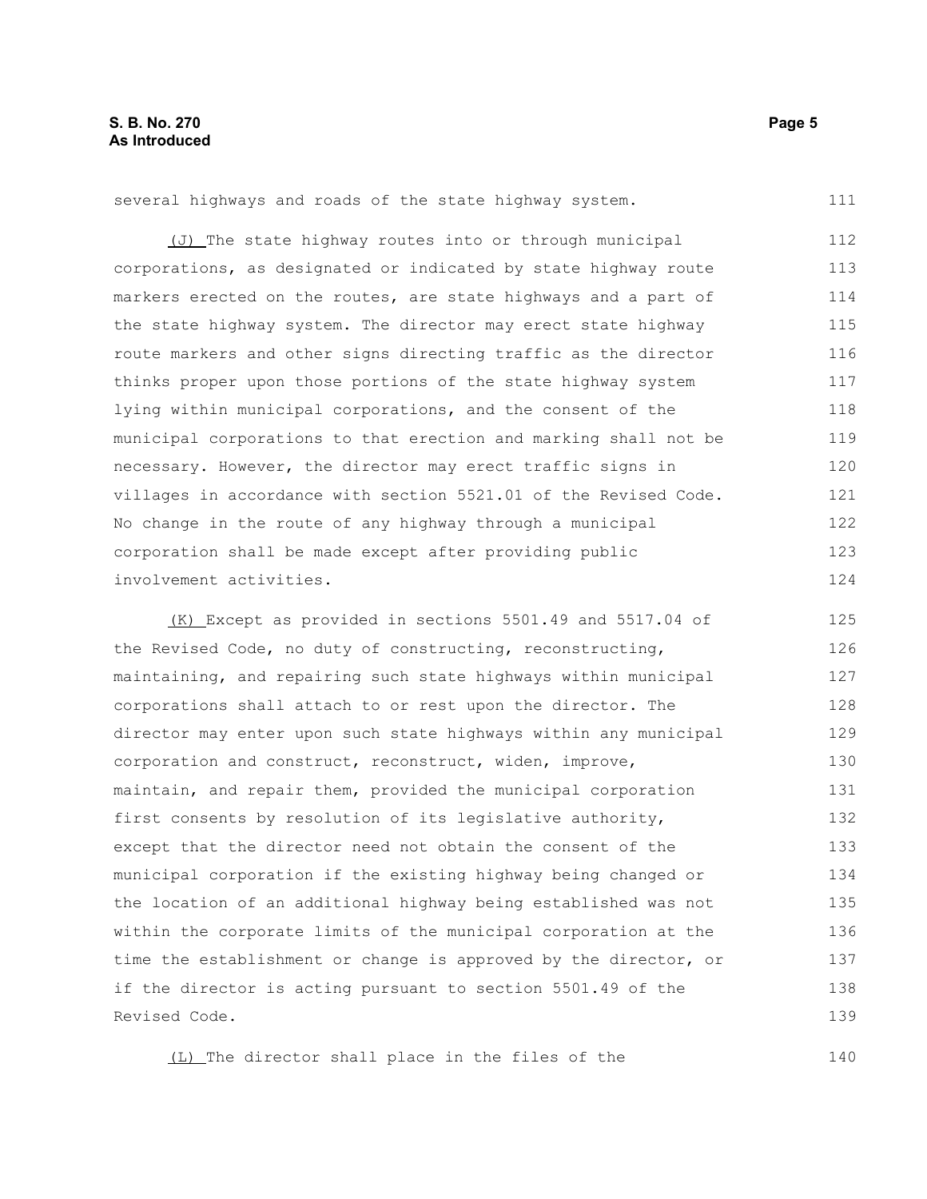several highways and roads of the state highway system.

(J) The state highway routes into or through municipal corporations, as designated or indicated by state highway route markers erected on the routes, are state highways and a part of the state highway system. The director may erect state highway route markers and other signs directing traffic as the director thinks proper upon those portions of the state highway system lying within municipal corporations, and the consent of the municipal corporations to that erection and marking shall not be necessary. However, the director may erect traffic signs in villages in accordance with section 5521.01 of the Revised Code. No change in the route of any highway through a municipal corporation shall be made except after providing public involvement activities.

(K) Except as provided in sections 5501.49 and 5517.04 of the Revised Code, no duty of constructing, reconstructing, maintaining, and repairing such state highways within municipal corporations shall attach to or rest upon the director. The director may enter upon such state highways within any municipal corporation and construct, reconstruct, widen, improve, maintain, and repair them, provided the municipal corporation first consents by resolution of its legislative authority, except that the director need not obtain the consent of the municipal corporation if the existing highway being changed or the location of an additional highway being established was not within the corporate limits of the municipal corporation at the time the establishment or change is approved by the director, or if the director is acting pursuant to section 5501.49 of the Revised Code.

(L) The director shall place in the files of the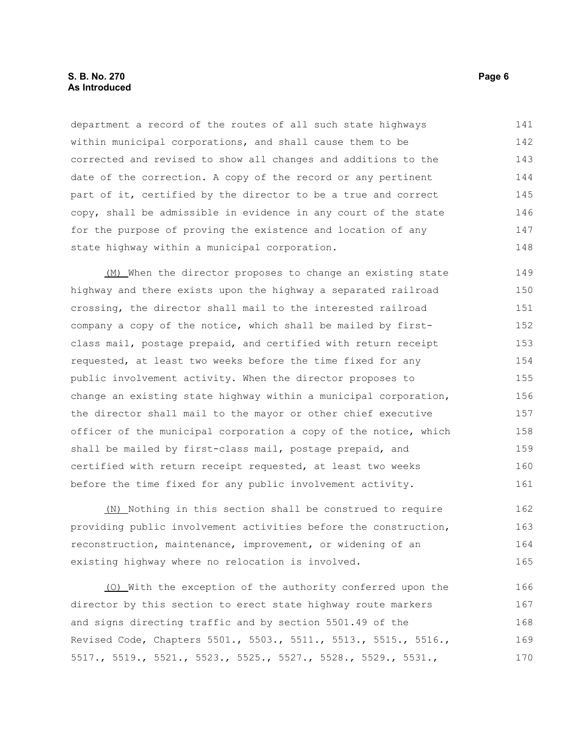department a record of the routes of all such state highways within municipal corporations, and shall cause them to be corrected and revised to show all changes and additions to the date of the correction. A copy of the record or any pertinent part of it, certified by the director to be a true and correct copy, shall be admissible in evidence in any court of the state for the purpose of proving the existence and location of any state highway within a municipal corporation.

(M) When the director proposes to change an existing state highway and there exists upon the highway a separated railroad crossing, the director shall mail to the interested railroad company a copy of the notice, which shall be mailed by first-class mail, postage prepaid, and certified with return receipt requested, at least two weeks before the time fixed for any public involvement activity. When the director proposes to change an existing state highway within a municipal corporation, the director shall mail to the mayor or other chief executive officer of the municipal corporation a copy of the notice, which shall be mailed by first-class mail, postage prepaid, and certified with return receipt requested, at least two weeks before the time fixed for any public involvement activity.

(N) Nothing in this section shall be construed to require providing public involvement activities before the construction, reconstruction, maintenance, improvement, or widening of an existing highway where no relocation is involved.

(O) With the exception of the authority conferred upon the director by this section to erect state highway route markers and signs directing traffic and by section 5501.49 of the Revised Code, Chapters 5501., 5503., 5511., 5513., 5515., 5516., 5517., 5519., 5521., 5523., 5525., 5527., 5528., 5529., 5531.,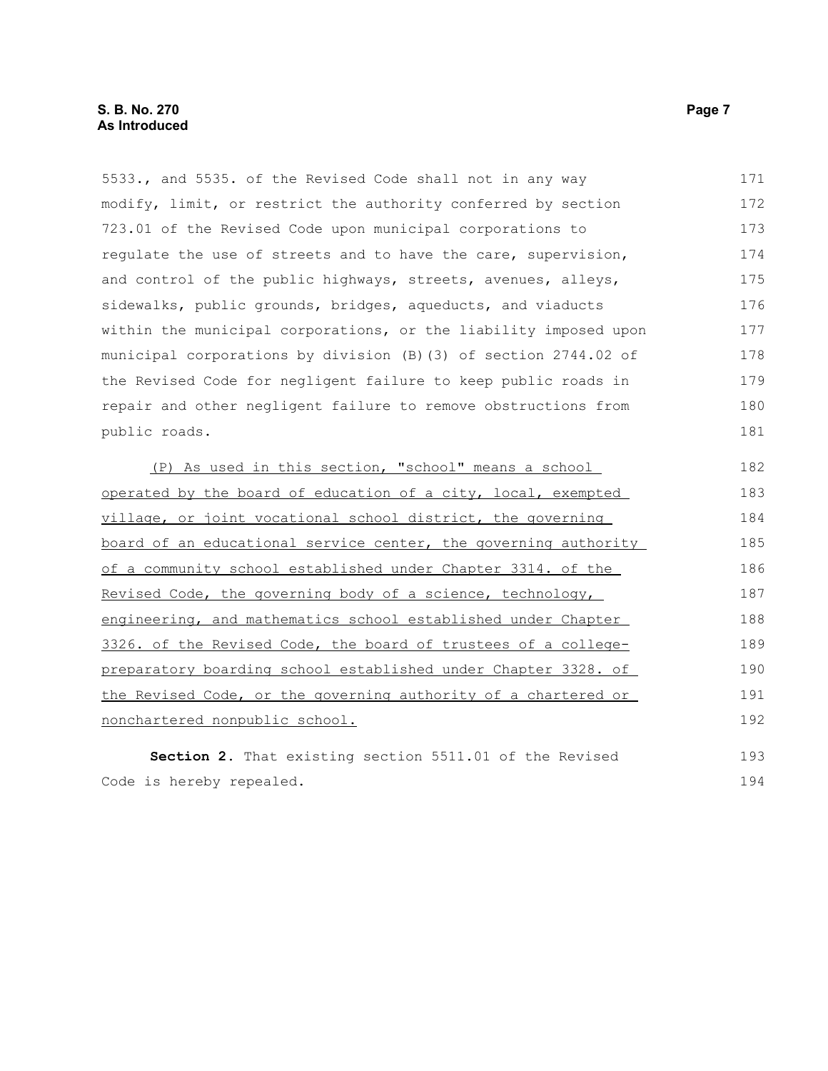5533., and 5535. of the Revised Code shall not in any way modify, limit, or restrict the authority conferred by section 723.01 of the Revised Code upon municipal corporations to regulate the use of streets and to have the care, supervision, and control of the public highways, streets, avenues, alleys, sidewalks, public grounds, bridges, aqueducts, and viaducts within the municipal corporations, or the liability imposed upon municipal corporations by division (B)(3) of section 2744.02 of the Revised Code for negligent failure to keep public roads in repair and other negligent failure to remove obstructions from public roads.

<u>(P) As used in this section, "school" means a school operated by the board of education of a city, local, exempted village, or joint vocational school district, the governing board of an educational service center, the governing authority of a community school established under Chapter 3314. of the Revised Code, the governing body of a science, technology, engineering, and mathematics school established under Chapter 3326. of the Revised Code, the board of trustees of a college-preparatory boarding school established under Chapter 3328. of the Revised Code, or the governing authority of a chartered or nonchartered nonpublic school.</u>

**Section 2.** That existing section 5511.01 of the Revised Code is hereby repealed.